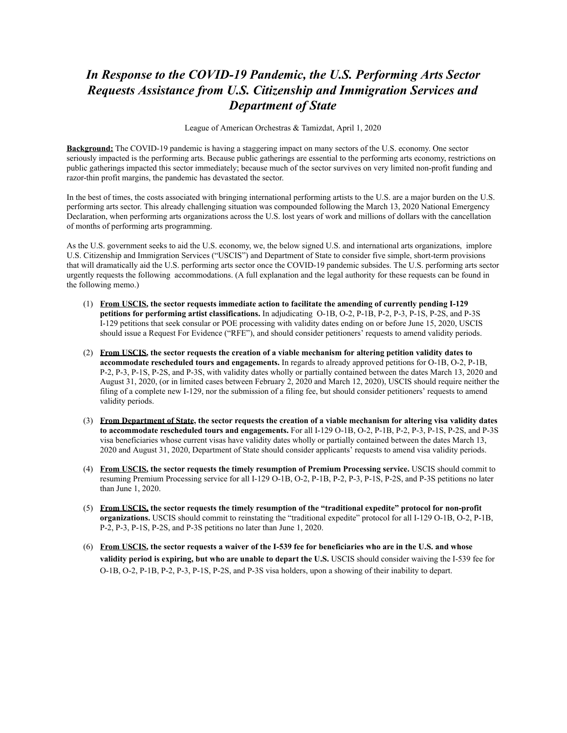# *In Response to the COVID-19 Pandemic, the U.S. Performing Arts Sector Requests Assistance from U.S. Citizenship and Immigration Services and Department of State*

League of American Orchestras & Tamizdat, April 1, 2020

**Background:** The COVID-19 pandemic is having a staggering impact on many sectors of the U.S. economy. One sector seriously impacted is the performing arts. Because public gatherings are essential to the performing arts economy, restrictions on public gatherings impacted this sector immediately; because much of the sector survives on very limited non-profit funding and razor-thin profit margins, the pandemic has devastated the sector.

In the best of times, the costs associated with bringing international performing artists to the U.S. are a major burden on the U.S. performing arts sector. This already challenging situation was compounded following the March 13, 2020 National Emergency Declaration, when performing arts organizations across the U.S. lost years of work and millions of dollars with the cancellation of months of performing arts programming.

As the U.S. government seeks to aid the U.S. economy, we, the below signed U.S. and international arts organizations, implore U.S. Citizenship and Immigration Services ("USCIS") and Department of State to consider five simple, short-term provisions that will dramatically aid the U.S. performing arts sector once the COVID-19 pandemic subsides. The U.S. performing arts sector urgently requests the following accommodations. (A full explanation and the legal authority for these requests can be found in the following memo.)

(1) **From USCIS, the sector requests immediate action to facilitate the amending of currently pending I-129 petitions for performing artist classifications.** In adjudicating O-1B, O-2, P-1B, P-2, P-3, P-1S, P-2S, and P-3S I-129 petitions that seek consular or POE processing with validity dates ending on or before June 15, 2020, USCIS should issue a Request For Evidence ("RFE"), and should consider petitioners' requests to amend validity periods.

(2) **From USCIS, the sector requests the creation of a viable mechanism for altering petition validity dates to accommodate rescheduled tours and engagements.** In regards to already approved petitions for O-1B, O-2, P-1B, P-2, P-3, P-1S, P-2S, and P-3S, with validity dates wholly or partially contained between the dates March 13, 2020 and August 31, 2020, (or in limited cases between February 2, 2020 and March 12, 2020), USCIS should require neither the filing of a complete new I-129, nor the submission of a filing fee, but should consider petitioners' requests to amend validity periods.

(3) **From Department of State, the sector requests the creation of a viable mechanism for altering visa validity dates to accommodate rescheduled tours and engagements.** For all I-129 O-1B, O-2, P-1B, P-2, P-3, P-1S, P-2S, and P-3S visa beneficiaries whose current visas have validity dates wholly or partially contained between the dates March 13, 2020 and August 31, 2020, Department of State should consider applicants' requests to amend visa validity periods.

(4) **From USCIS, the sector requests the timely resumption of Premium Processing service.** USCIS should commit to resuming Premium Processing service for all I-129 O-1B, O-2, P-1B, P-2, P-3, P-1S, P-2S, and P-3S petitions no later than June 1, 2020.

(5) **From USCIS, the sector requests the timely resumption of the "traditional expedite" protocol for non-profit organizations.** USCIS should commit to reinstating the "traditional expedite" protocol for all I-129 O-1B, O-2, P-1B, P-2, P-3, P-1S, P-2S, and P-3S petitions no later than June 1, 2020.

(6) **From USCIS, the sector requests a waiver of the I-539 fee for beneficiaries who are in the U.S. and whose validity period is expiring, but who are unable to depart the U.S.** USCIS should consider waiving the I-539 fee for O-1B, O-2, P-1B, P-2, P-3, P-1S, P-2S, and P-3S visa holders, upon a showing of their inability to depart.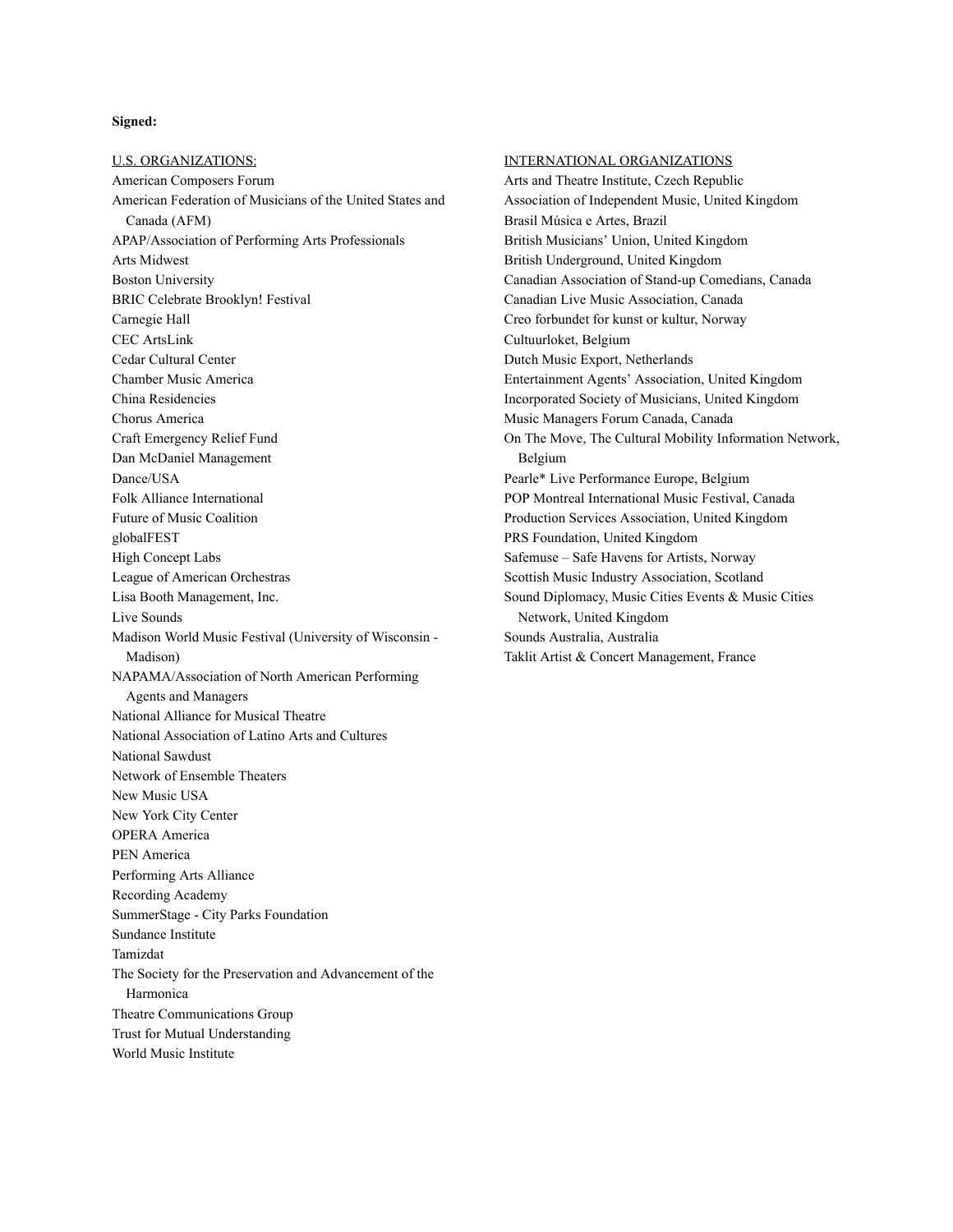**Signed:**

U.S. ORGANIZATIONS:

American Composers Forum
American Federation of Musicians of the United States and Canada (AFM)
APAP/Association of Performing Arts Professionals
Arts Midwest
Boston University
BRIC Celebrate Brooklyn! Festival
Carnegie Hall
CEC ArtsLink
Cedar Cultural Center
Chamber Music America
China Residencies
Chorus America
Craft Emergency Relief Fund
Dan McDaniel Management
Dance/USA
Folk Alliance International
Future of Music Coalition
globalFEST
High Concept Labs
League of American Orchestras
Lisa Booth Management, Inc.
Live Sounds
Madison World Music Festival (University of Wisconsin - Madison)
NAPAMA/Association of North American Performing Agents and Managers
National Alliance for Musical Theatre
National Association of Latino Arts and Cultures
National Sawdust
Network of Ensemble Theaters
New Music USA
New York City Center
OPERA America
PEN America
Performing Arts Alliance
Recording Academy
SummerStage - City Parks Foundation
Sundance Institute
Tamizdat
The Society for the Preservation and Advancement of the Harmonica
Theatre Communications Group
Trust for Mutual Understanding
World Music Institute

INTERNATIONAL ORGANIZATIONS

Arts and Theatre Institute, Czech Republic
Association of Independent Music, United Kingdom
Brasil Música e Artes, Brazil
British Musicians' Union, United Kingdom
British Underground, United Kingdom
Canadian Association of Stand-up Comedians, Canada
Canadian Live Music Association, Canada
Creo forbundet for kunst or kultur, Norway
Cultuurloket, Belgium
Dutch Music Export, Netherlands
Entertainment Agents' Association, United Kingdom
Incorporated Society of Musicians, United Kingdom
Music Managers Forum Canada, Canada
On The Move, The Cultural Mobility Information Network, Belgium
Pearle* Live Performance Europe, Belgium
POP Montreal International Music Festival, Canada
Production Services Association, United Kingdom
PRS Foundation, United Kingdom
Safemuse – Safe Havens for Artists, Norway
Scottish Music Industry Association, Scotland
Sound Diplomacy, Music Cities Events & Music Cities Network, United Kingdom
Sounds Australia, Australia
Taklit Artist & Concert Management, France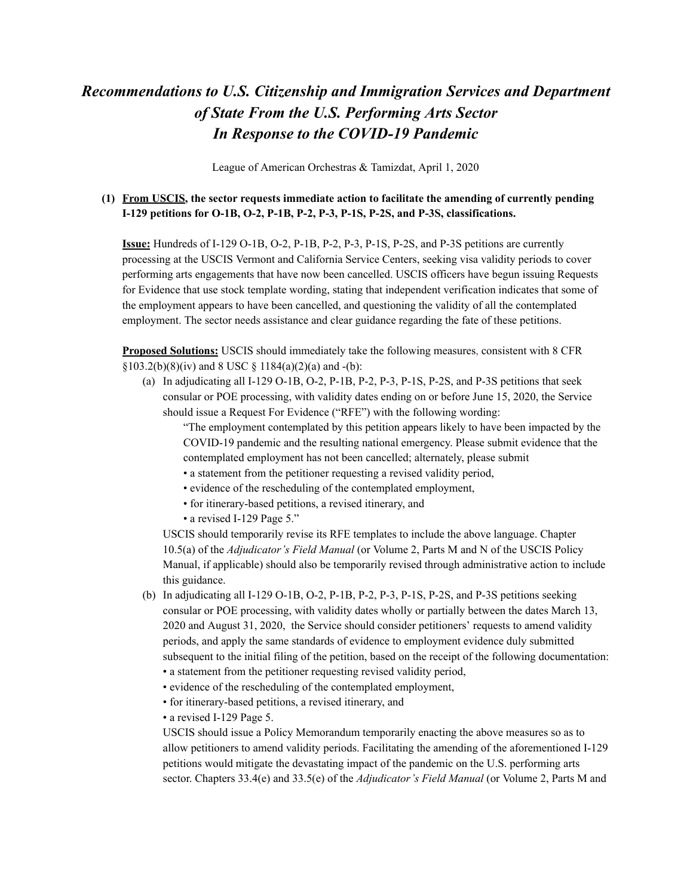# *Recommendations to U.S. Citizenship and Immigration Services and Department of State From the U.S. Performing Arts Sector In Response to the COVID-19 Pandemic*

League of American Orchestras & Tamizdat, April 1, 2020

**(1) <u>From USCIS</u>, the sector requests immediate action to facilitate the amending of currently pending I-129 petitions for O-1B, O-2, P-1B, P-2, P-3, P-1S, P-2S, and P-3S, classifications.**

**<u>Issue:</u>** Hundreds of I-129 O-1B, O-2, P-1B, P-2, P-3, P-1S, P-2S, and P-3S petitions are currently processing at the USCIS Vermont and California Service Centers, seeking visa validity periods to cover performing arts engagements that have now been cancelled. USCIS officers have begun issuing Requests for Evidence that use stock template wording, stating that independent verification indicates that some of the employment appears to have been cancelled, and questioning the validity of all the contemplated employment. The sector needs assistance and clear guidance regarding the fate of these petitions.

**<u>Proposed Solutions:</u>** USCIS should immediately take the following measures, consistent with 8 CFR §103.2(b)(8)(iv) and 8 USC § 1184(a)(2)(a) and -(b):

(a) In adjudicating all I-129 O-1B, O-2, P-1B, P-2, P-3, P-1S, P-2S, and P-3S petitions that seek consular or POE processing, with validity dates ending on or before June 15, 2020, the Service should issue a Request For Evidence ("RFE") with the following wording:

"The employment contemplated by this petition appears likely to have been impacted by the COVID-19 pandemic and the resulting national emergency. Please submit evidence that the contemplated employment has not been cancelled; alternately, please submit
- a statement from the petitioner requesting a revised validity period,
- evidence of the rescheduling of the contemplated employment,
- for itinerary-based petitions, a revised itinerary, and
- a revised I-129 Page 5."

USCIS should temporarily revise its RFE templates to include the above language. Chapter 10.5(a) of the *Adjudicator's Field Manual* (or Volume 2, Parts M and N of the USCIS Policy Manual, if applicable) should also be temporarily revised through administrative action to include this guidance.

(b) In adjudicating all I-129 O-1B, O-2, P-1B, P-2, P-3, P-1S, P-2S, and P-3S petitions seeking consular or POE processing, with validity dates wholly or partially between the dates March 13, 2020 and August 31, 2020, the Service should consider petitioners' requests to amend validity periods, and apply the same standards of evidence to employment evidence duly submitted subsequent to the initial filing of the petition, based on the receipt of the following documentation:
- a statement from the petitioner requesting revised validity period,
- evidence of the rescheduling of the contemplated employment,
- for itinerary-based petitions, a revised itinerary, and
- a revised I-129 Page 5.

USCIS should issue a Policy Memorandum temporarily enacting the above measures so as to allow petitioners to amend validity periods. Facilitating the amending of the aforementioned I-129 petitions would mitigate the devastating impact of the pandemic on the U.S. performing arts sector. Chapters 33.4(e) and 33.5(e) of the *Adjudicator's Field Manual* (or Volume 2, Parts M and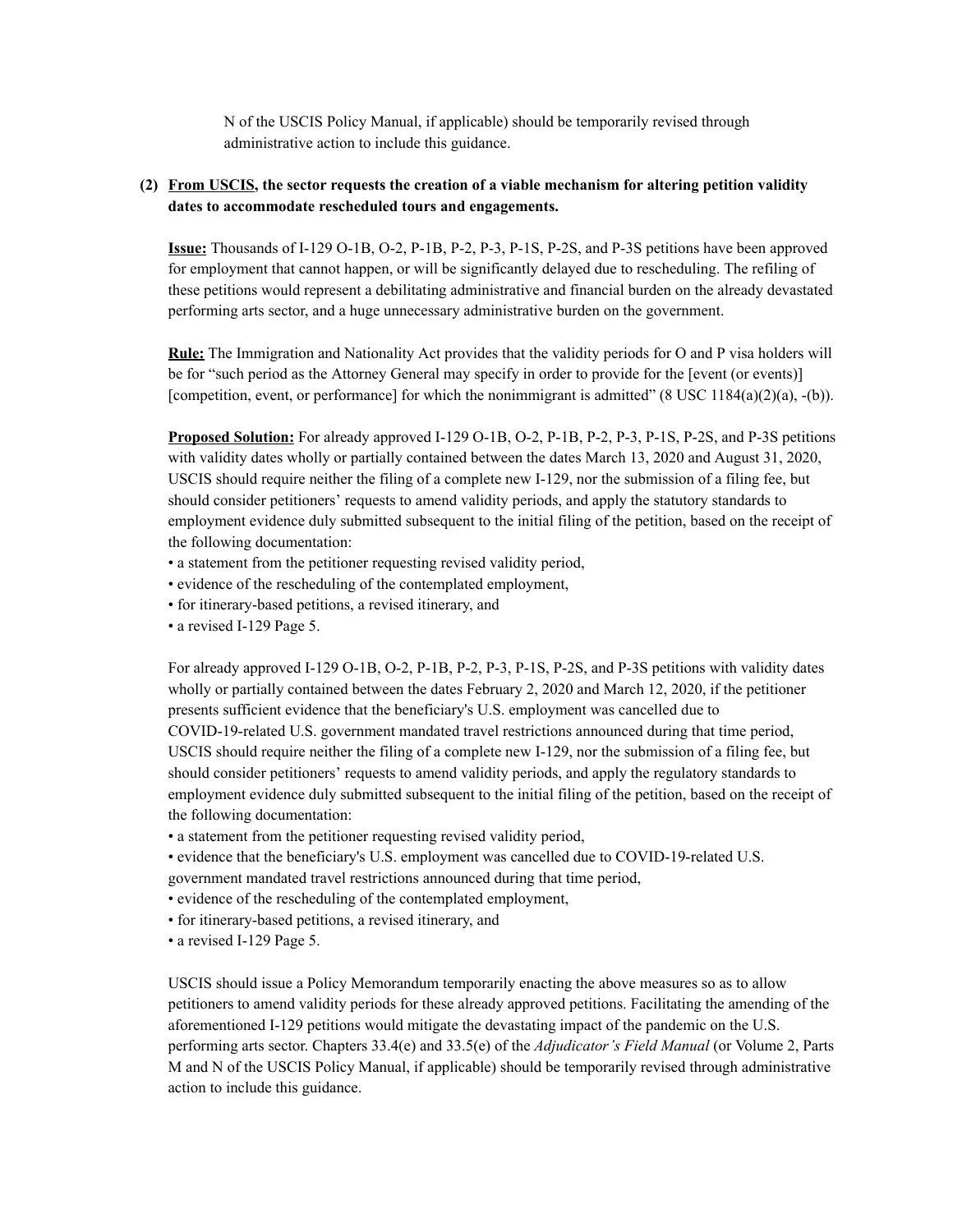N of the USCIS Policy Manual, if applicable) should be temporarily revised through administrative action to include this guidance.

**(2) <u>From USCIS</u>, the sector requests the creation of a viable mechanism for altering petition validity dates to accommodate rescheduled tours and engagements.**

<u>**Issue:**</u> Thousands of I-129 O-1B, O-2, P-1B, P-2, P-3, P-1S, P-2S, and P-3S petitions have been approved for employment that cannot happen, or will be significantly delayed due to rescheduling. The refiling of these petitions would represent a debilitating administrative and financial burden on the already devastated performing arts sector, and a huge unnecessary administrative burden on the government.

<u>**Rule:**</u> The Immigration and Nationality Act provides that the validity periods for O and P visa holders will be for "such period as the Attorney General may specify in order to provide for the [event (or events)] [competition, event, or performance] for which the nonimmigrant is admitted" (8 USC 1184(a)(2)(a), -(b)).

<u>**Proposed Solution:**</u> For already approved I-129 O-1B, O-2, P-1B, P-2, P-3, P-1S, P-2S, and P-3S petitions with validity dates wholly or partially contained between the dates March 13, 2020 and August 31, 2020, USCIS should require neither the filing of a complete new I-129, nor the submission of a filing fee, but should consider petitioners' requests to amend validity periods, and apply the statutory standards to employment evidence duly submitted subsequent to the initial filing of the petition, based on the receipt of the following documentation:

- a statement from the petitioner requesting revised validity period,
- evidence of the rescheduling of the contemplated employment,
- for itinerary-based petitions, a revised itinerary, and
- a revised I-129 Page 5.

For already approved I-129 O-1B, O-2, P-1B, P-2, P-3, P-1S, P-2S, and P-3S petitions with validity dates wholly or partially contained between the dates February 2, 2020 and March 12, 2020, if the petitioner presents sufficient evidence that the beneficiary's U.S. employment was cancelled due to COVID-19-related U.S. government mandated travel restrictions announced during that time period, USCIS should require neither the filing of a complete new I-129, nor the submission of a filing fee, but should consider petitioners' requests to amend validity periods, and apply the regulatory standards to employment evidence duly submitted subsequent to the initial filing of the petition, based on the receipt of the following documentation:

- a statement from the petitioner requesting revised validity period,
- evidence that the beneficiary's U.S. employment was cancelled due to COVID-19-related U.S. government mandated travel restrictions announced during that time period,
- evidence of the rescheduling of the contemplated employment,
- for itinerary-based petitions, a revised itinerary, and
- a revised I-129 Page 5.

USCIS should issue a Policy Memorandum temporarily enacting the above measures so as to allow petitioners to amend validity periods for these already approved petitions. Facilitating the amending of the aforementioned I-129 petitions would mitigate the devastating impact of the pandemic on the U.S. performing arts sector. Chapters 33.4(e) and 33.5(e) of the *Adjudicator's Field Manual* (or Volume 2, Parts M and N of the USCIS Policy Manual, if applicable) should be temporarily revised through administrative action to include this guidance.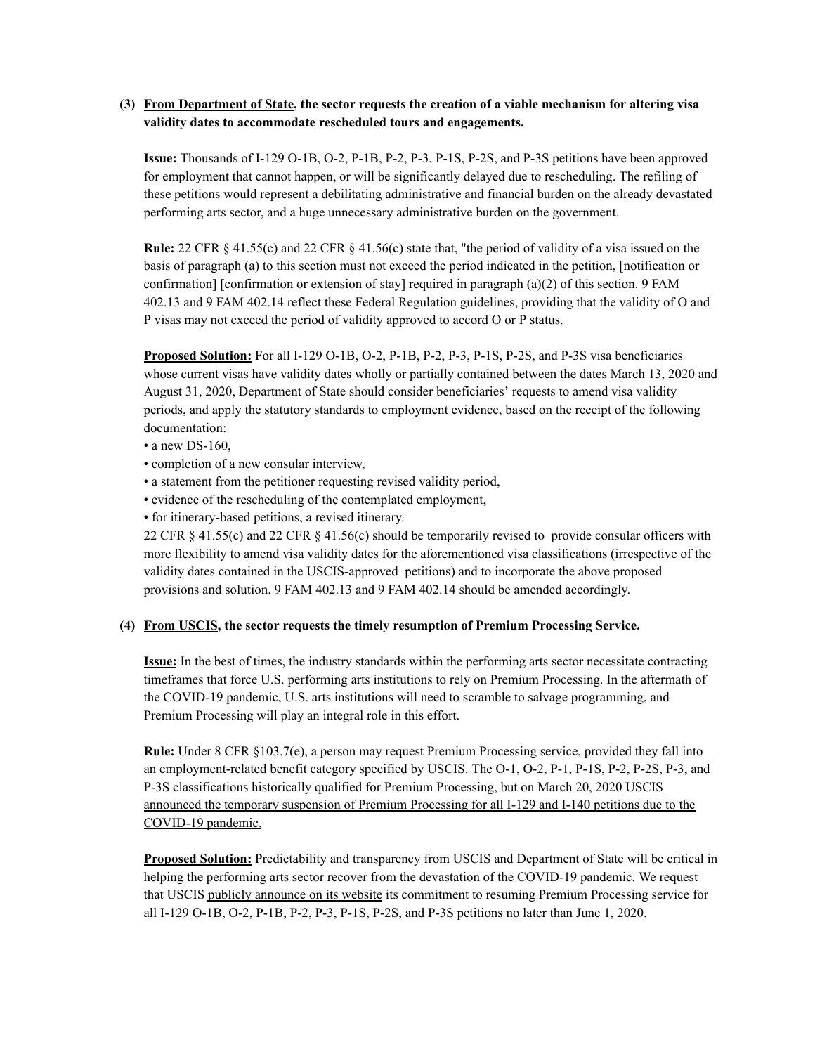**(3) From Department of State, the sector requests the creation of a viable mechanism for altering visa validity dates to accommodate rescheduled tours and engagements.**

**Issue:** Thousands of I-129 O-1B, O-2, P-1B, P-2, P-3, P-1S, P-2S, and P-3S petitions have been approved for employment that cannot happen, or will be significantly delayed due to rescheduling. The refiling of these petitions would represent a debilitating administrative and financial burden on the already devastated performing arts sector, and a huge unnecessary administrative burden on the government.

**Rule:** 22 CFR § 41.55(c) and 22 CFR § 41.56(c) state that, "the period of validity of a visa issued on the basis of paragraph (a) to this section must not exceed the period indicated in the petition, [notification or confirmation] [confirmation or extension of stay] required in paragraph (a)(2) of this section. 9 FAM 402.13 and 9 FAM 402.14 reflect these Federal Regulation guidelines, providing that the validity of O and P visas may not exceed the period of validity approved to accord O or P status.

**Proposed Solution:** For all I-129 O-1B, O-2, P-1B, P-2, P-3, P-1S, P-2S, and P-3S visa beneficiaries whose current visas have validity dates wholly or partially contained between the dates March 13, 2020 and August 31, 2020, Department of State should consider beneficiaries' requests to amend visa validity periods, and apply the statutory standards to employment evidence, based on the receipt of the following documentation:

- a new DS-160,
- completion of a new consular interview,
- a statement from the petitioner requesting revised validity period,
- evidence of the rescheduling of the contemplated employment,
- for itinerary-based petitions, a revised itinerary.

22 CFR § 41.55(c) and 22 CFR § 41.56(c) should be temporarily revised to provide consular officers with more flexibility to amend visa validity dates for the aforementioned visa classifications (irrespective of the validity dates contained in the USCIS-approved petitions) and to incorporate the above proposed provisions and solution. 9 FAM 402.13 and 9 FAM 402.14 should be amended accordingly.

**(4) From USCIS, the sector requests the timely resumption of Premium Processing Service.**

**Issue:** In the best of times, the industry standards within the performing arts sector necessitate contracting timeframes that force U.S. performing arts institutions to rely on Premium Processing. In the aftermath of the COVID-19 pandemic, U.S. arts institutions will need to scramble to salvage programming, and Premium Processing will play an integral role in this effort.

**Rule:** Under 8 CFR §103.7(e), a person may request Premium Processing service, provided they fall into an employment-related benefit category specified by USCIS. The O-1, O-2, P-1, P-1S, P-2, P-2S, P-3, and P-3S classifications historically qualified for Premium Processing, but on March 20, 2020 USCIS announced the temporary suspension of Premium Processing for all I-129 and I-140 petitions due to the COVID-19 pandemic.

**Proposed Solution:** Predictability and transparency from USCIS and Department of State will be critical in helping the performing arts sector recover from the devastation of the COVID-19 pandemic. We request that USCIS publicly announce on its website its commitment to resuming Premium Processing service for all I-129 O-1B, O-2, P-1B, P-2, P-3, P-1S, P-2S, and P-3S petitions no later than June 1, 2020.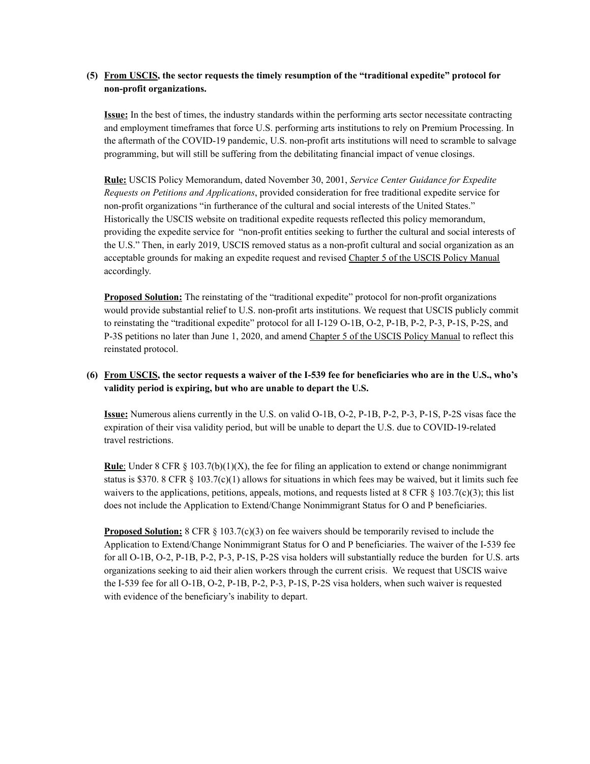**(5) <u>From USCIS</u>, the sector requests the timely resumption of the "traditional expedite" protocol for non-profit organizations.**

**<u>Issue:</u>** In the best of times, the industry standards within the performing arts sector necessitate contracting and employment timeframes that force U.S. performing arts institutions to rely on Premium Processing. In the aftermath of the COVID-19 pandemic, U.S. non-profit arts institutions will need to scramble to salvage programming, but will still be suffering from the debilitating financial impact of venue closings.

**<u>Rule:</u>** USCIS Policy Memorandum, dated November 30, 2001, *Service Center Guidance for Expedite Requests on Petitions and Applications*, provided consideration for free traditional expedite service for non-profit organizations "in furtherance of the cultural and social interests of the United States." Historically the USCIS website on traditional expedite requests reflected this policy memorandum, providing the expedite service for "non-profit entities seeking to further the cultural and social interests of the U.S." Then, in early 2019, USCIS removed status as a non-profit cultural and social organization as an acceptable grounds for making an expedite request and revised <u>Chapter 5 of the USCIS Policy Manual</u> accordingly.

**<u>Proposed Solution:</u>** The reinstating of the "traditional expedite" protocol for non-profit organizations would provide substantial relief to U.S. non-profit arts institutions. We request that USCIS publicly commit to reinstating the "traditional expedite" protocol for all I-129 O-1B, O-2, P-1B, P-2, P-3, P-1S, P-2S, and P-3S petitions no later than June 1, 2020, and amend <u>Chapter 5 of the USCIS Policy Manual</u> to reflect this reinstated protocol.

**(6) <u>From USCIS</u>, the sector requests a waiver of the I-539 fee for beneficiaries who are in the U.S., who's validity period is expiring, but who are unable to depart the U.S.**

**<u>Issue:</u>** Numerous aliens currently in the U.S. on valid O-1B, O-2, P-1B, P-2, P-3, P-1S, P-2S visas face the expiration of their visa validity period, but will be unable to depart the U.S. due to COVID-19-related travel restrictions.

**<u>Rule</u>**: Under 8 CFR § 103.7(b)(1)(X), the fee for filing an application to extend or change nonimmigrant status is $370. 8 CFR § 103.7(c)(1) allows for situations in which fees may be waived, but it limits such fee waivers to the applications, petitions, appeals, motions, and requests listed at 8 CFR § 103.7(c)(3); this list does not include the Application to Extend/Change Nonimmigrant Status for O and P beneficiaries.

**<u>Proposed Solution:</u>** 8 CFR § 103.7(c)(3) on fee waivers should be temporarily revised to include the Application to Extend/Change Nonimmigrant Status for O and P beneficiaries. The waiver of the I-539 fee for all O-1B, O-2, P-1B, P-2, P-3, P-1S, P-2S visa holders will substantially reduce the burden for U.S. arts organizations seeking to aid their alien workers through the current crisis. We request that USCIS waive the I-539 fee for all O-1B, O-2, P-1B, P-2, P-3, P-1S, P-2S visa holders, when such waiver is requested with evidence of the beneficiary's inability to depart.